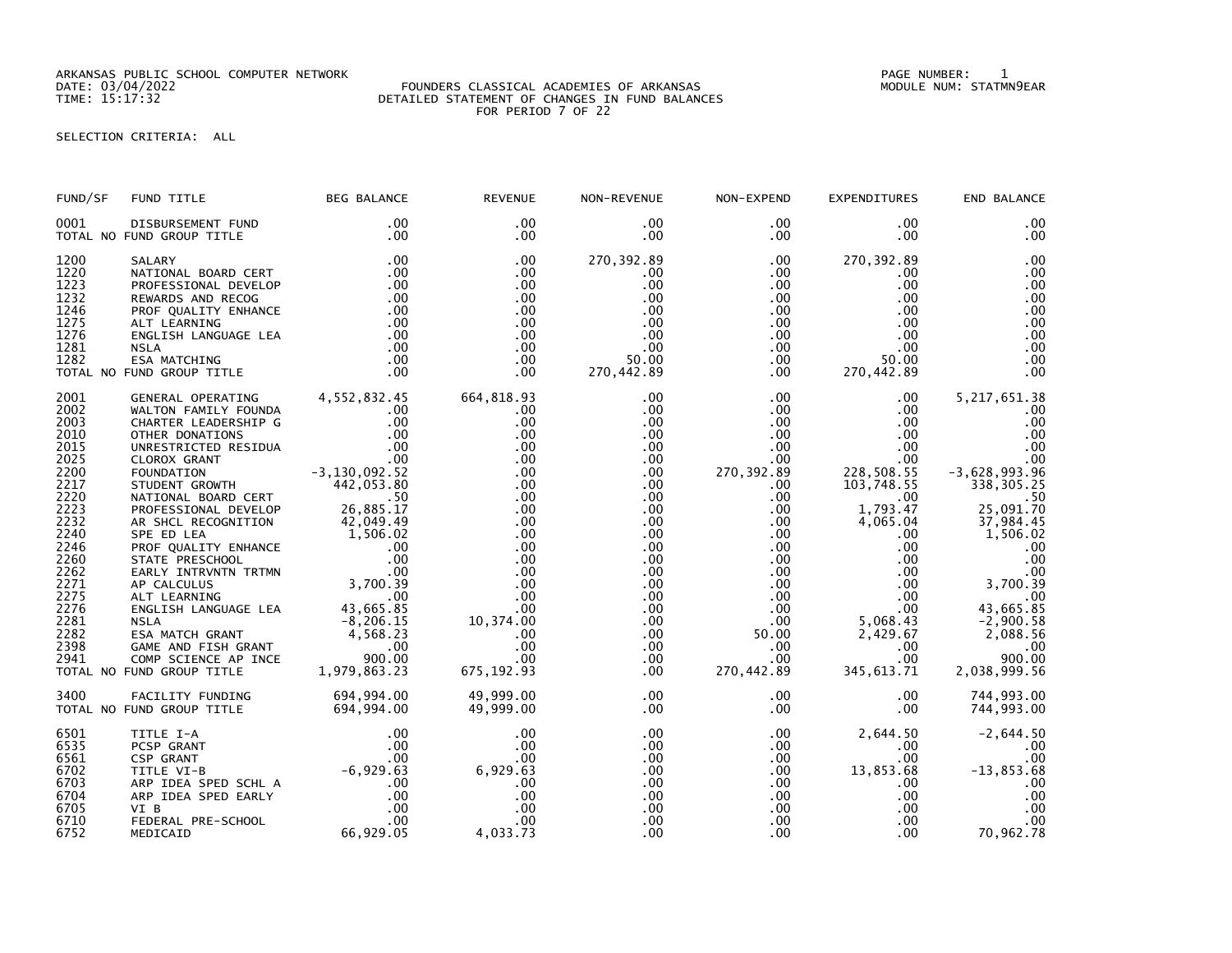ARKANSAS PUBLIC SCHOOL COMPUTER NETWORK
DATE: 03/04/2022
TIME: 15:17:32

FOUNDERS CLASSICAL ACADEMIES OF ARKANSAS
DETAILED STATEMENT OF CHANGES IN FUND BALANCES
FOR PERIOD 7 OF 22

PAGE NUMBER: 1
MODULE NUM: STATMN9EAR

SELECTION CRITERIA: ALL

| FUND/SF | FUND TITLE | BEG BALANCE | REVENUE | NON-REVENUE | NON-EXPEND | EXPENDITURES | END BALANCE |
|---|---|---|---|---|---|---|---|
| 0001 | DISBURSEMENT FUND | .00 | .00 | .00 | .00 | .00 | .00 |
| TOTAL NO FUND GROUP TITLE | | .00 | .00 | .00 | .00 | .00 | .00 |
| 1200 | SALARY | .00 | .00 | 270,392.89 | .00 | 270,392.89 | .00 |
| 1220 | NATIONAL BOARD CERT | .00 | .00 | .00 | .00 | .00 | .00 |
| 1223 | PROFESSIONAL DEVELOP | .00 | .00 | .00 | .00 | .00 | .00 |
| 1232 | REWARDS AND RECOG | .00 | .00 | .00 | .00 | .00 | .00 |
| 1246 | PROF QUALITY ENHANCE | .00 | .00 | .00 | .00 | .00 | .00 |
| 1275 | ALT LEARNING | .00 | .00 | .00 | .00 | .00 | .00 |
| 1276 | ENGLISH LANGUAGE LEA | .00 | .00 | .00 | .00 | .00 | .00 |
| 1281 | NSLA | .00 | .00 | .00 | .00 | .00 | .00 |
| 1282 | ESA MATCHING | .00 | .00 | 50.00 | .00 | 50.00 | .00 |
| TOTAL NO FUND GROUP TITLE | | .00 | .00 | 270,442.89 | .00 | 270,442.89 | .00 |
| 2001 | GENERAL OPERATING | 4,552,832.45 | 664,818.93 | .00 | .00 | .00 | 5,217,651.38 |
| 2002 | WALTON FAMILY FOUNDA | .00 | .00 | .00 | .00 | .00 | .00 |
| 2003 | CHARTER LEADERSHIP G | .00 | .00 | .00 | .00 | .00 | .00 |
| 2010 | OTHER DONATIONS | .00 | .00 | .00 | .00 | .00 | .00 |
| 2015 | UNRESTRICTED RESIDUA | .00 | .00 | .00 | .00 | .00 | .00 |
| 2025 | CLOROX GRANT | .00 | .00 | .00 | .00 | .00 | .00 |
| 2200 | FOUNDATION | -3,130,092.52 | .00 | .00 | 270,392.89 | 228,508.55 | -3,628,993.96 |
| 2217 | STUDENT GROWTH | 442,053.80 | .00 | .00 | .00 | 103,748.55 | 338,305.25 |
| 2220 | NATIONAL BOARD CERT | .50 | .00 | .00 | .00 | .00 | .50 |
| 2223 | PROFESSIONAL DEVELOP | 26,885.17 | .00 | .00 | .00 | 1,793.47 | 25,091.70 |
| 2232 | AR SHCL RECOGNITION | 42,049.49 | .00 | .00 | .00 | 4,065.04 | 37,984.45 |
| 2240 | SPE ED LEA | 1,506.02 | .00 | .00 | .00 | .00 | 1,506.02 |
| 2246 | PROF QUALITY ENHANCE | .00 | .00 | .00 | .00 | .00 | .00 |
| 2260 | STATE PRESCHOOL | .00 | .00 | .00 | .00 | .00 | .00 |
| 2262 | EARLY INTRVNTN TRTMN | .00 | .00 | .00 | .00 | .00 | .00 |
| 2271 | AP CALCULUS | 3,700.39 | .00 | .00 | .00 | .00 | 3,700.39 |
| 2275 | ALT LEARNING | .00 | .00 | .00 | .00 | .00 | .00 |
| 2276 | ENGLISH LANGUAGE LEA | 43,665.85 | .00 | .00 | .00 | .00 | 43,665.85 |
| 2281 | NSLA | -8,206.15 | 10,374.00 | .00 | .00 | 5,068.43 | -2,900.58 |
| 2282 | ESA MATCH GRANT | 4,568.23 | .00 | .00 | 50.00 | 2,429.67 | 2,088.56 |
| 2398 | GAME AND FISH GRANT | .00 | .00 | .00 | .00 | .00 | .00 |
| 2941 | COMP SCIENCE AP INCE | 900.00 | .00 | .00 | .00 | .00 | 900.00 |
| TOTAL NO FUND GROUP TITLE | | 1,979,863.23 | 675,192.93 | .00 | 270,442.89 | 345,613.71 | 2,038,999.56 |
| 3400 | FACILITY FUNDING | 694,994.00 | 49,999.00 | .00 | .00 | .00 | 744,993.00 |
| TOTAL NO FUND GROUP TITLE | | 694,994.00 | 49,999.00 | .00 | .00 | .00 | 744,993.00 |
| 6501 | TITLE I-A | .00 | .00 | .00 | .00 | 2,644.50 | -2,644.50 |
| 6535 | PCSP GRANT | .00 | .00 | .00 | .00 | .00 | .00 |
| 6561 | CSP GRANT | .00 | .00 | .00 | .00 | .00 | .00 |
| 6702 | TITLE VI-B | -6,929.63 | 6,929.63 | .00 | .00 | 13,853.68 | -13,853.68 |
| 6703 | ARP IDEA SPED SCHL A | .00 | .00 | .00 | .00 | .00 | .00 |
| 6704 | ARP IDEA SPED EARLY | .00 | .00 | .00 | .00 | .00 | .00 |
| 6705 | VI B | .00 | .00 | .00 | .00 | .00 | .00 |
| 6710 | FEDERAL PRE-SCHOOL | .00 | .00 | .00 | .00 | .00 | .00 |
| 6752 | MEDICAID | 66,929.05 | 4,033.73 | .00 | .00 | .00 | 70,962.78 |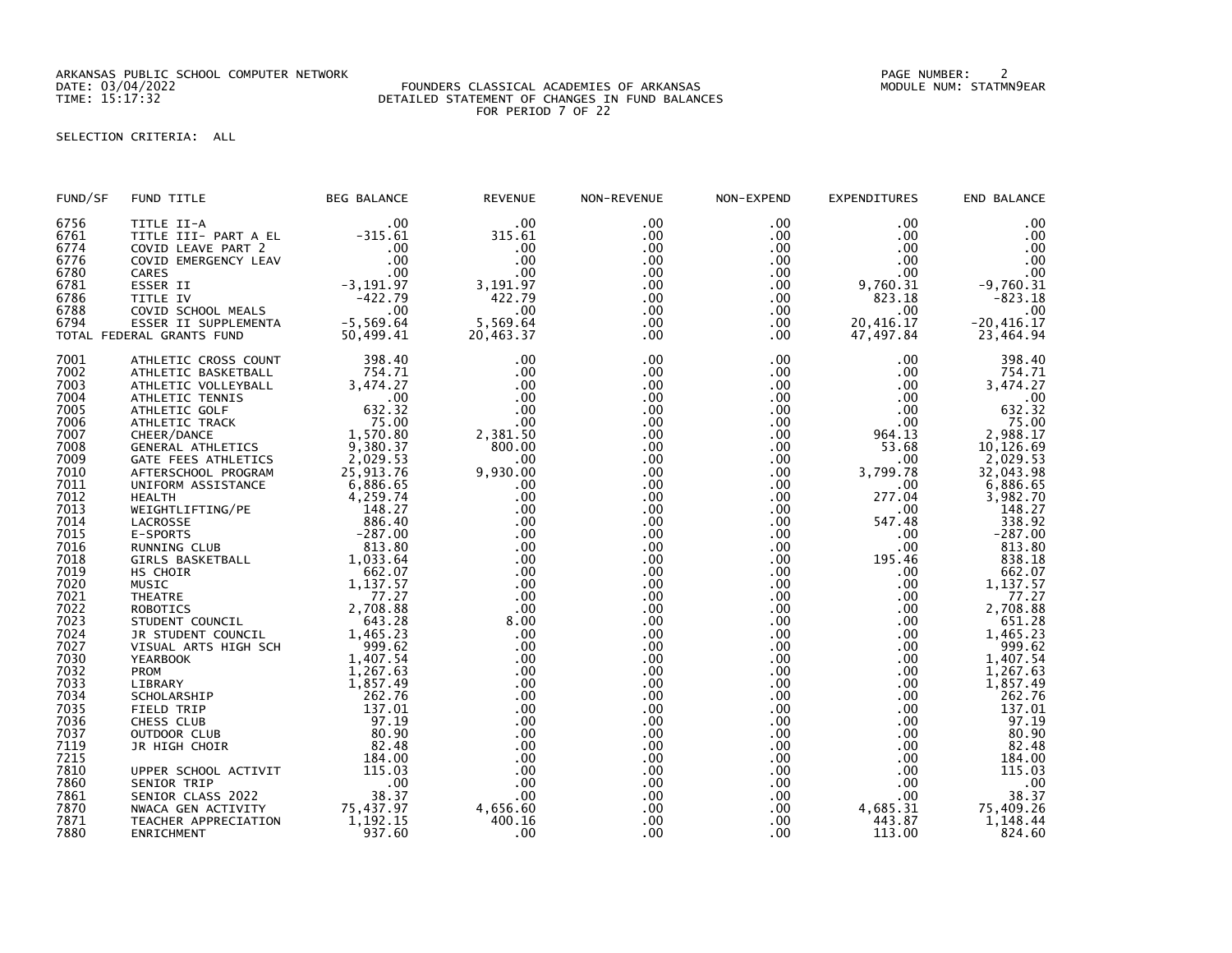ARKANSAS PUBLIC SCHOOL COMPUTER NETWORK
DATE: 03/04/2022
TIME: 15:17:32

FOUNDERS CLASSICAL ACADEMIES OF ARKANSAS
DETAILED STATEMENT OF CHANGES IN FUND BALANCES
FOR PERIOD 7 OF 22

PAGE NUMBER: 2
MODULE NUM: STATMN9EAR

SELECTION CRITERIA: ALL

| FUND/SF | FUND TITLE | BEG BALANCE | REVENUE | NON-REVENUE | NON-EXPEND | EXPENDITURES | END BALANCE |
|---|---|---|---|---|---|---|---|
| 6756 | TITLE II-A | .00 | .00 | .00 | .00 | .00 | .00 |
| 6761 | TITLE III- PART A EL | -315.61 | 315.61 | .00 | .00 | .00 | .00 |
| 6774 | COVID LEAVE PART 2 | .00 | .00 | .00 | .00 | .00 | .00 |
| 6776 | COVID EMERGENCY LEAV | .00 | .00 | .00 | .00 | .00 | .00 |
| 6780 | CARES | .00 | .00 | .00 | .00 | .00 | .00 |
| 6781 | ESSER II | -3,191.97 | 3,191.97 | .00 | .00 | 9,760.31 | -9,760.31 |
| 6786 | TITLE IV | -422.79 | 422.79 | .00 | .00 | 823.18 | -823.18 |
| 6788 | COVID SCHOOL MEALS | .00 | .00 | .00 | .00 | .00 | .00 |
| 6794 | ESSER II SUPPLEMENTA | -5,569.64 | 5,569.64 | .00 | .00 | 20,416.17 | -20,416.17 |
| TOTAL FEDERAL GRANTS FUND | | 50,499.41 | 20,463.37 | .00 | .00 | 47,497.84 | 23,464.94 |
| 7001 | ATHLETIC CROSS COUNT | 398.40 | .00 | .00 | .00 | .00 | 398.40 |
| 7002 | ATHLETIC BASKETBALL | 754.71 | .00 | .00 | .00 | .00 | 754.71 |
| 7003 | ATHLETIC VOLLEYBALL | 3,474.27 | .00 | .00 | .00 | .00 | 3,474.27 |
| 7004 | ATHLETIC TENNIS | .00 | .00 | .00 | .00 | .00 | .00 |
| 7005 | ATHLETIC GOLF | 632.32 | .00 | .00 | .00 | .00 | 632.32 |
| 7006 | ATHLETIC TRACK | 75.00 | .00 | .00 | .00 | .00 | 75.00 |
| 7007 | CHEER/DANCE | 1,570.80 | 2,381.50 | .00 | .00 | 964.13 | 2,988.17 |
| 7008 | GENERAL ATHLETICS | 9,380.37 | 800.00 | .00 | .00 | 53.68 | 10,126.69 |
| 7009 | GATE FEES ATHLETICS | 2,029.53 | .00 | .00 | .00 | .00 | 2,029.53 |
| 7010 | AFTERSCHOOL PROGRAM | 25,913.76 | 9,930.00 | .00 | .00 | 3,799.78 | 32,043.98 |
| 7011 | UNIFORM ASSISTANCE | 6,886.65 | .00 | .00 | .00 | .00 | 6,886.65 |
| 7012 | HEALTH | 4,259.74 | .00 | .00 | .00 | 277.04 | 3,982.70 |
| 7013 | WEIGHTLIFTING/PE | 148.27 | .00 | .00 | .00 | .00 | 148.27 |
| 7014 | LACROSSE | 886.40 | .00 | .00 | .00 | 547.48 | 338.92 |
| 7015 | E-SPORTS | -287.00 | .00 | .00 | .00 | .00 | -287.00 |
| 7016 | RUNNING CLUB | 813.80 | .00 | .00 | .00 | .00 | 813.80 |
| 7018 | GIRLS BASKETBALL | 1,033.64 | .00 | .00 | .00 | 195.46 | 838.18 |
| 7019 | HS CHOIR | 662.07 | .00 | .00 | .00 | .00 | 662.07 |
| 7020 | MUSIC | 1,137.57 | .00 | .00 | .00 | .00 | 1,137.57 |
| 7021 | THEATRE | 77.27 | .00 | .00 | .00 | .00 | 77.27 |
| 7022 | ROBOTICS | 2,708.88 | .00 | .00 | .00 | .00 | 2,708.88 |
| 7023 | STUDENT COUNCIL | 643.28 | 8.00 | .00 | .00 | .00 | 651.28 |
| 7024 | JR STUDENT COUNCIL | 1,465.23 | .00 | .00 | .00 | .00 | 1,465.23 |
| 7027 | VISUAL ARTS HIGH SCH | 999.62 | .00 | .00 | .00 | .00 | 999.62 |
| 7030 | YEARBOOK | 1,407.54 | .00 | .00 | .00 | .00 | 1,407.54 |
| 7032 | PROM | 1,267.63 | .00 | .00 | .00 | .00 | 1,267.63 |
| 7033 | LIBRARY | 1,857.49 | .00 | .00 | .00 | .00 | 1,857.49 |
| 7034 | SCHOLARSHIP | 262.76 | .00 | .00 | .00 | .00 | 262.76 |
| 7035 | FIELD TRIP | 137.01 | .00 | .00 | .00 | .00 | 137.01 |
| 7036 | CHESS CLUB | 97.19 | .00 | .00 | .00 | .00 | 97.19 |
| 7037 | OUTDOOR CLUB | 80.90 | .00 | .00 | .00 | .00 | 80.90 |
| 7119 | JR HIGH CHOIR | 82.48 | .00 | .00 | .00 | .00 | 82.48 |
| 7215 | | 184.00 | .00 | .00 | .00 | .00 | 184.00 |
| 7810 | UPPER SCHOOL ACTIVIT | 115.03 | .00 | .00 | .00 | .00 | 115.03 |
| 7860 | SENIOR TRIP | .00 | .00 | .00 | .00 | .00 | .00 |
| 7861 | SENIOR CLASS 2022 | 38.37 | .00 | .00 | .00 | .00 | 38.37 |
| 7870 | NWACA GEN ACTIVITY | 75,437.97 | 4,656.60 | .00 | .00 | 4,685.31 | 75,409.26 |
| 7871 | TEACHER APPRECIATION | 1,192.15 | 400.16 | .00 | .00 | 443.87 | 1,148.44 |
| 7880 | ENRICHMENT | 937.60 | .00 | .00 | .00 | 113.00 | 824.60 |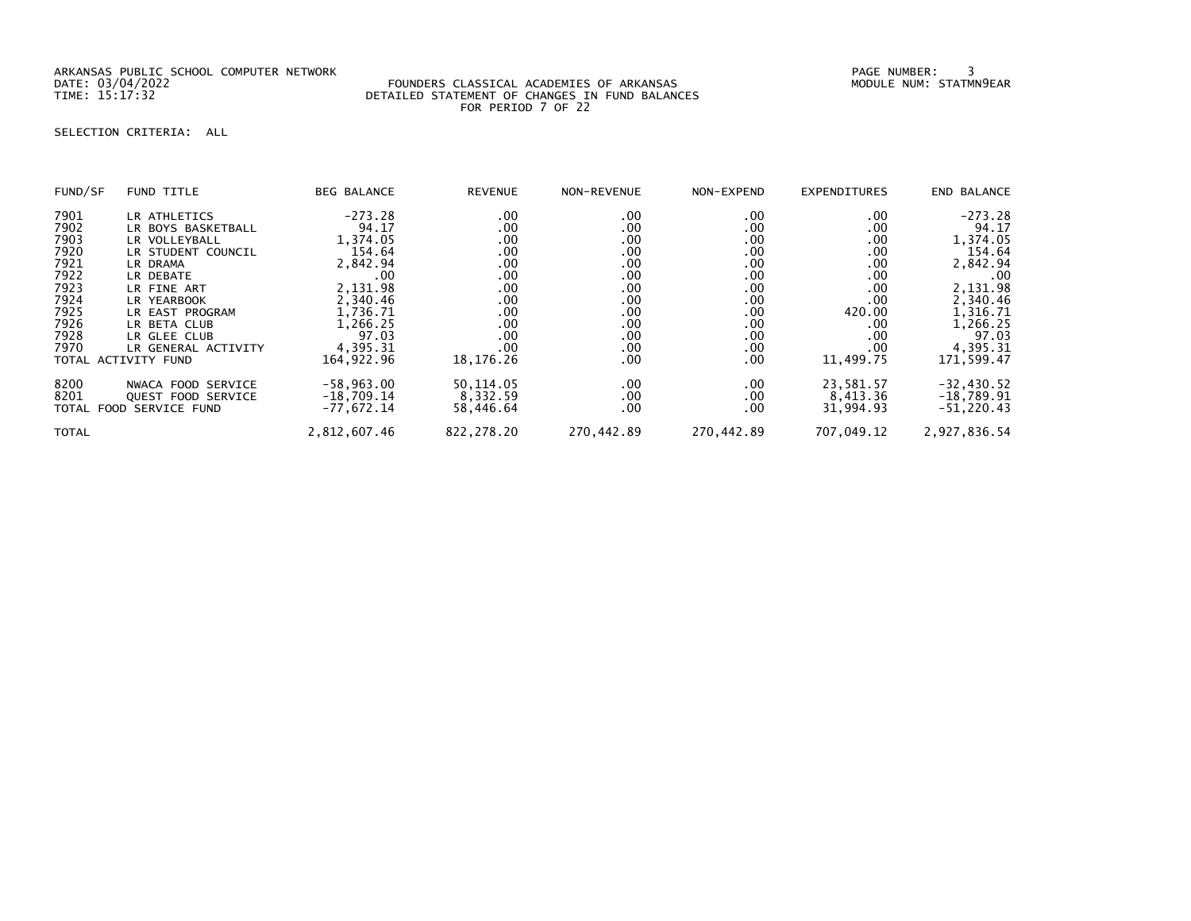ARKANSAS PUBLIC SCHOOL COMPUTER NETWORK
DATE: 03/04/2022
TIME: 15:17:32

FOUNDERS CLASSICAL ACADEMIES OF ARKANSAS
DETAILED STATEMENT OF CHANGES IN FUND BALANCES
FOR PERIOD 7 OF 22

MODULE NUM: STATMN9EAR

SELECTION CRITERIA: ALL

| FUND/SF | FUND TITLE | BEG BALANCE | REVENUE | NON-REVENUE | NON-EXPEND | EXPENDITURES | END BALANCE |
|---|---|---|---|---|---|---|---|
| 7901 | LR ATHLETICS | -273.28 | .00 | .00 | .00 | .00 | -273.28 |
| 7902 | LR BOYS BASKETBALL | 94.17 | .00 | .00 | .00 | .00 | 94.17 |
| 7903 | LR VOLLEYBALL | 1,374.05 | .00 | .00 | .00 | .00 | 1,374.05 |
| 7920 | LR STUDENT COUNCIL | 154.64 | .00 | .00 | .00 | .00 | 154.64 |
| 7921 | LR DRAMA | 2,842.94 | .00 | .00 | .00 | .00 | 2,842.94 |
| 7922 | LR DEBATE | .00 | .00 | .00 | .00 | .00 | .00 |
| 7923 | LR FINE ART | 2,131.98 | .00 | .00 | .00 | .00 | 2,131.98 |
| 7924 | LR YEARBOOK | 2,340.46 | .00 | .00 | .00 | .00 | 2,340.46 |
| 7925 | LR EAST PROGRAM | 1,736.71 | .00 | .00 | .00 | 420.00 | 1,316.71 |
| 7926 | LR BETA CLUB | 1,266.25 | .00 | .00 | .00 | .00 | 1,266.25 |
| 7928 | LR GLEE CLUB | 97.03 | .00 | .00 | .00 | .00 | 97.03 |
| 7970 | LR GENERAL ACTIVITY | 4,395.31 | .00 | .00 | .00 | .00 | 4,395.31 |
| TOTAL ACTIVITY FUND | | 164,922.96 | 18,176.26 | .00 | .00 | 11,499.75 | 171,599.47 |
| 8200 | NWACA FOOD SERVICE | -58,963.00 | 50,114.05 | .00 | .00 | 23,581.57 | -32,430.52 |
| 8201 | QUEST FOOD SERVICE | -18,709.14 | 8,332.59 | .00 | .00 | 8,413.36 | -18,789.91 |
| TOTAL FOOD SERVICE FUND | | -77,672.14 | 58,446.64 | .00 | .00 | 31,994.93 | -51,220.43 |
| TOTAL | | 2,812,607.46 | 822,278.20 | 270,442.89 | 270,442.89 | 707,049.12 | 2,927,836.54 |